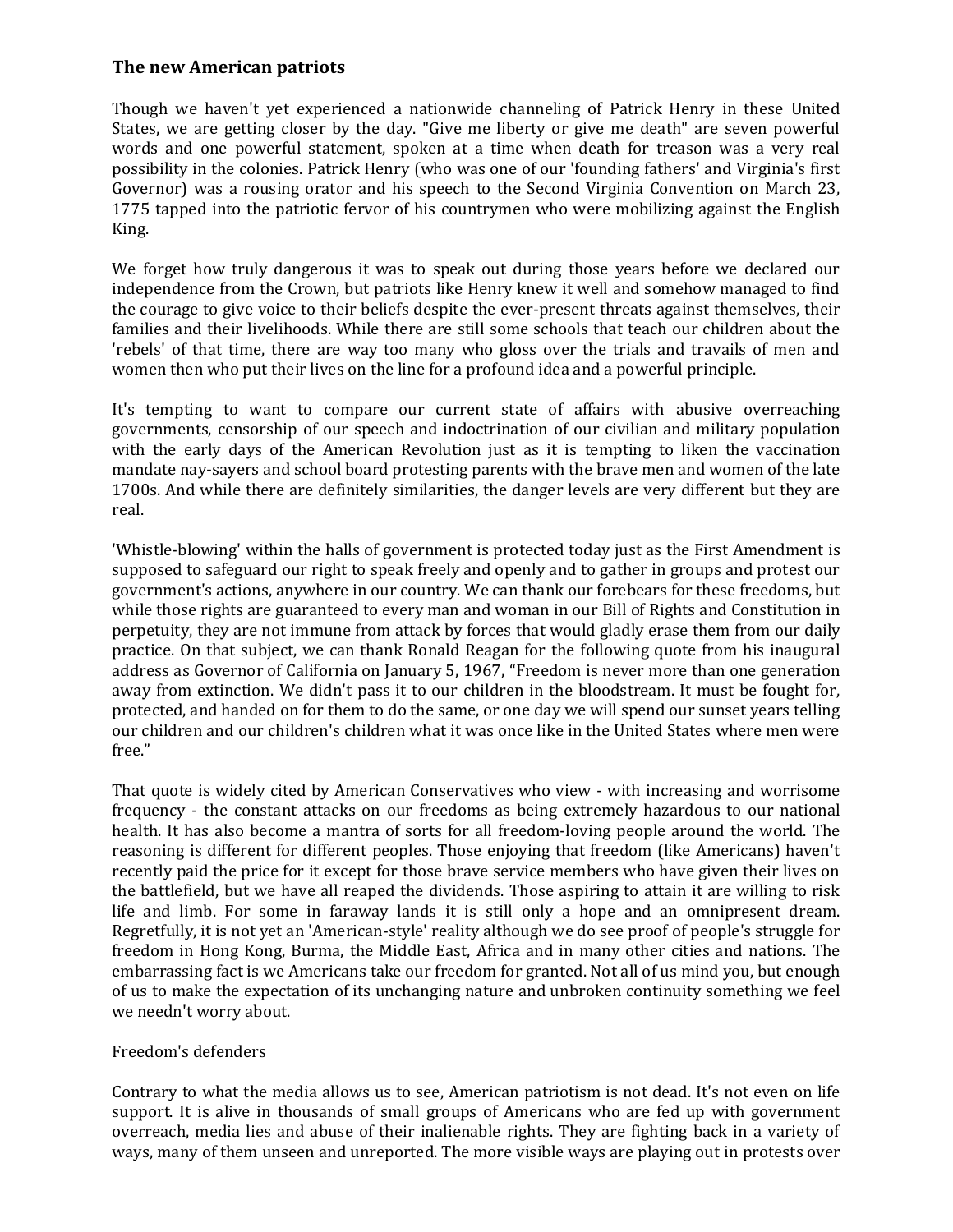## The new American patriots

Though we haven't yet experienced a nationwide channeling of Patrick Henry in these United States, we are getting closer by the day. "Give me liberty or give me death" are seven powerful words and one powerful statement, spoken at a time when death for treason was a very real possibility in the colonies. Patrick Henry (who was one of our 'founding fathers' and Virginia's first Governor) was a rousing orator and his speech to the Second Virginia Convention on March 23, 1775 tapped into the patriotic fervor of his countrymen who were mobilizing against the English King.

We forget how truly dangerous it was to speak out during those years before we declared our independence from the Crown, but patriots like Henry knew it well and somehow managed to find the courage to give voice to their beliefs despite the ever-present threats against themselves, their families and their livelihoods. While there are still some schools that teach our children about the 'rebels' of that time, there are way too many who gloss over the trials and travails of men and women then who put their lives on the line for a profound idea and a powerful principle.

It's tempting to want to compare our current state of affairs with abusive overreaching governments, censorship of our speech and indoctrination of our civilian and military population with the early days of the American Revolution just as it is tempting to liken the vaccination mandate nay-sayers and school board protesting parents with the brave men and women of the late 1700s. And while there are definitely similarities, the danger levels are very different but they are real.

'Whistle-blowing' within the halls of government is protected today just as the First Amendment is supposed to safeguard our right to speak freely and openly and to gather in groups and protest our government's actions, anywhere in our country. We can thank our forebears for these freedoms, but while those rights are guaranteed to every man and woman in our Bill of Rights and Constitution in perpetuity, they are not immune from attack by forces that would gladly erase them from our daily practice. On that subject, we can thank Ronald Reagan for the following quote from his inaugural address as Governor of California on January 5, 1967, “Freedom is never more than one generation away from extinction. We didn't pass it to our children in the bloodstream. It must be fought for, protected, and handed on for them to do the same, or one day we will spend our sunset years telling our children and our children's children what it was once like in the United States where men were free.”

That quote is widely cited by American Conservatives who view - with increasing and worrisome frequency - the constant attacks on our freedoms as being extremely hazardous to our national health. It has also become a mantra of sorts for all freedom-loving people around the world. The reasoning is different for different peoples. Those enjoying that freedom (like Americans) haven't recently paid the price for it except for those brave service members who have given their lives on the battlefield, but we have all reaped the dividends. Those aspiring to attain it are willing to risk life and limb. For some in faraway lands it is still only a hope and an omnipresent dream. Regretfully, it is not yet an 'American-style' reality although we do see proof of people's struggle for freedom in Hong Kong, Burma, the Middle East, Africa and in many other cities and nations. The embarrassing fact is we Americans take our freedom for granted. Not all of us mind you, but enough of us to make the expectation of its unchanging nature and unbroken continuity something we feel we needn't worry about.

### Freedom's defenders

Contrary to what the media allows us to see, American patriotism is not dead. It's not even on life support. It is alive in thousands of small groups of Americans who are fed up with government overreach, media lies and abuse of their inalienable rights. They are fighting back in a variety of ways, many of them unseen and unreported. The more visible ways are playing out in protests over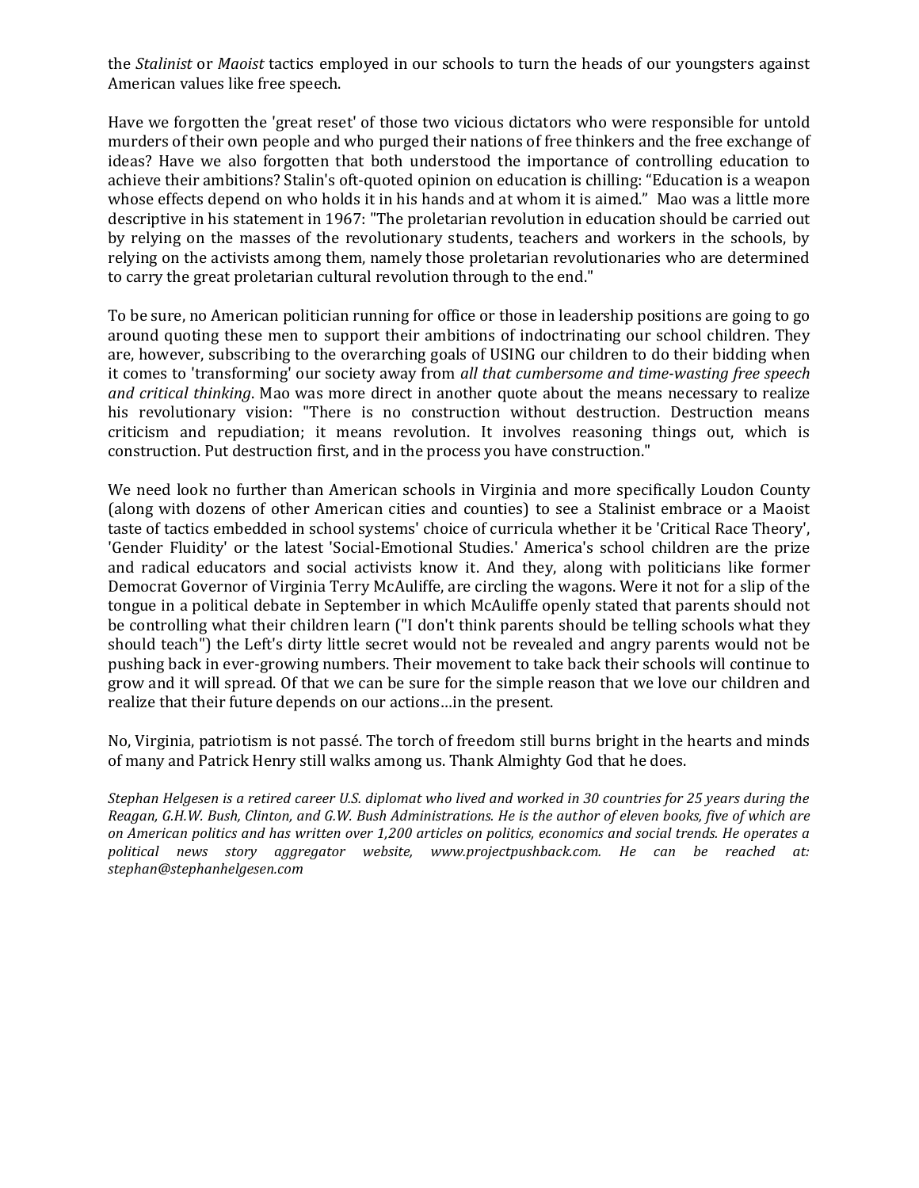the *Stalinist* or *Maoist* tactics employed in our schools to turn the heads of our youngsters against American values like free speech.

Have we forgotten the 'great reset' of those two vicious dictators who were responsible for untold murders of their own people and who purged their nations of free thinkers and the free exchange of ideas? Have we also forgotten that both understood the importance of controlling education to achieve their ambitions? Stalin's oft-quoted opinion on education is chilling: "Education is a weapon whose effects depend on who holds it in his hands and at whom it is aimed." Mao was a little more descriptive in his statement in 1967: "The proletarian revolution in education should be carried out by relying on the masses of the revolutionary students, teachers and workers in the schools, by relying on the activists among them, namely those proletarian revolutionaries who are determined to carry the great proletarian cultural revolution through to the end."

To be sure, no American politician running for office or those in leadership positions are going to go around quoting these men to support their ambitions of indoctrinating our school children. They are, however, subscribing to the overarching goals of USING our children to do their bidding when it comes to 'transforming' our society away from *all that cumbersome and time-wasting free speech and critical thinking*. Mao was more direct in another quote about the means necessary to realize his revolutionary vision: "There is no construction without destruction. Destruction means criticism and repudiation; it means revolution. It involves reasoning things out, which is construction. Put destruction first, and in the process you have construction."

We need look no further than American schools in Virginia and more specifically Loudon County (along with dozens of other American cities and counties) to see a Stalinist embrace or a Maoist taste of tactics embedded in school systems' choice of curricula whether it be 'Critical Race Theory', 'Gender Fluidity' or the latest 'Social-Emotional Studies.' America's school children are the prize and radical educators and social activists know it. And they, along with politicians like former Democrat Governor of Virginia Terry McAuliffe, are circling the wagons. Were it not for a slip of the tongue in a political debate in September in which McAuliffe openly stated that parents should not be controlling what their children learn ("I don't think parents should be telling schools what they should teach") the Left's dirty little secret would not be revealed and angry parents would not be pushing back in ever-growing numbers. Their movement to take back their schools will continue to grow and it will spread. Of that we can be sure for the simple reason that we love our children and realize that their future depends on our actions…in the present.

No, Virginia, patriotism is not passé. The torch of freedom still burns bright in the hearts and minds of many and Patrick Henry still walks among us. Thank Almighty God that he does.

*Stephan Helgesen is a retired career U.S. diplomat who lived and worked in 30 countries for 25 years during the Reagan, G.H.W. Bush, Clinton, and G.W. Bush Administrations. He is the author of eleven books, five of which are on American politics and has written over 1,200 articles on politics, economics and social trends. He operates a political news story aggregator website, www.projectpushback.com. He can be reached at: stephan@stephanhelgesen.com*